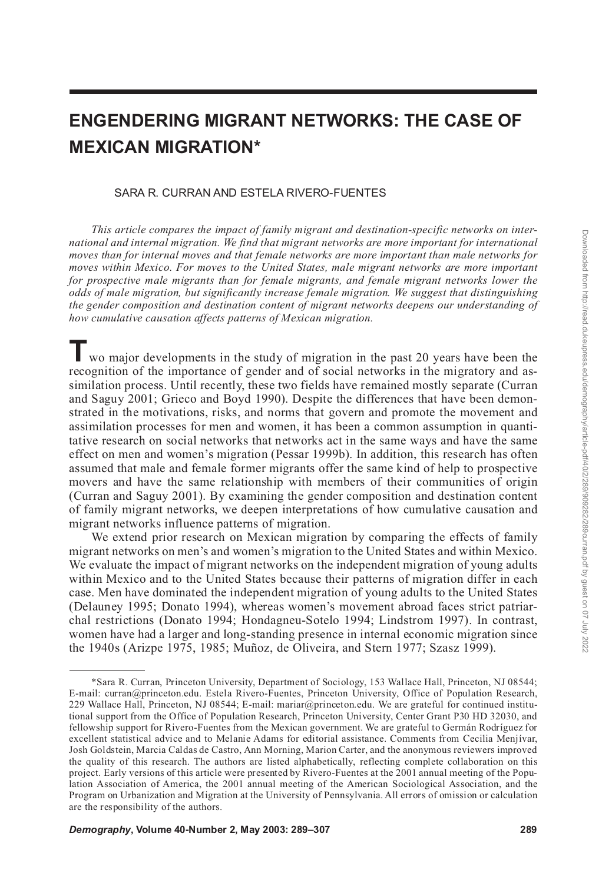# ENGENDERING MIGRANT NETWORKS: THE CASE OF MEXICAN MIGRATION*

SARA R. CURRAN AND ESTELA RIVERO-FUENTES

*This article compares the impact of family migrant and destination-specific networks on international and internal migration. We find that migrant networks are more important for international moves than for internal moves and that female networks are more important than male networks for moves within Mexico. For moves to the United States, male migrant networks are more important for prospective male migrants than for female migrants, and female migrant networks lower the odds of male migration, but significantly increase female migration. We suggest that distinguishing the gender composition and destination content of migrant networks deepens our understanding of how cumulative causation affects patterns of Mexican migration.*

Two major developments in the study of migration in the past 20 years have been the recognition of the importance of gender and of social networks in the migratory and assimilation process. Until recently, these two fields have remained mostly separate (Curran and Saguy 2001; Grieco and Boyd 1990). Despite the differences that have been demonstrated in the motivations, risks, and norms that govern and promote the movement and assimilation processes for men and women, it has been a common assumption in quantitative research on social networks that networks act in the same ways and have the same effect on men and women's migration (Pessar 1999b). In addition, this research has often assumed that male and female former migrants offer the same kind of help to prospective movers and have the same relationship with members of their communities of origin (Curran and Saguy 2001). By examining the gender composition and destination content of family migrant networks, we deepen interpretations of how cumulative causation and migrant networks influence patterns of migration.

We extend prior research on Mexican migration by comparing the effects of family migrant networks on men's and women's migration to the United States and within Mexico. We evaluate the impact of migrant networks on the independent migration of young adults within Mexico and to the United States because their patterns of migration differ in each case. Men have dominated the independent migration of young adults to the United States (Delauney 1995; Donato 1994), whereas women's movement abroad faces strict patriarchal restrictions (Donato 1994; Hondagneu-Sotelo 1994; Lindstrom 1997). In contrast, women have had a larger and long-standing presence in internal economic migration since the 1940s (Arizpe 1975, 1985; Muñoz, de Oliveira, and Stern 1977; Szasz 1999).

---

*Sara R. Curran, Princeton University, Department of Sociology, 153 Wallace Hall, Princeton, NJ 08544; E-mail: curran@princeton.edu. Estela Rivero-Fuentes, Princeton University, Office of Population Research, 229 Wallace Hall, Princeton, NJ 08544; E-mail: mariar@princeton.edu. We are grateful for continued institutional support from the Office of Population Research, Princeton University, Center Grant P30 HD 32030, and fellowship support for Rivero-Fuentes from the Mexican government. We are grateful to Germán Rodríguez for excellent statistical advice and to Melanie Adams for editorial assistance. Comments from Cecilia Menjívar, Josh Goldstein, Marcia Caldas de Castro, Ann Morning, Marion Carter, and the anonymous reviewers improved the quality of this research. The authors are listed alphabetically, reflecting complete collaboration on this project. Early versions of this article were presented by Rivero-Fuentes at the 2001 annual meeting of the Population Association of America, the 2001 annual meeting of the American Sociological Association, and the Program on Urbanization and Migration at the University of Pennsylvania. All errors of omission or calculation are the responsibility of the authors.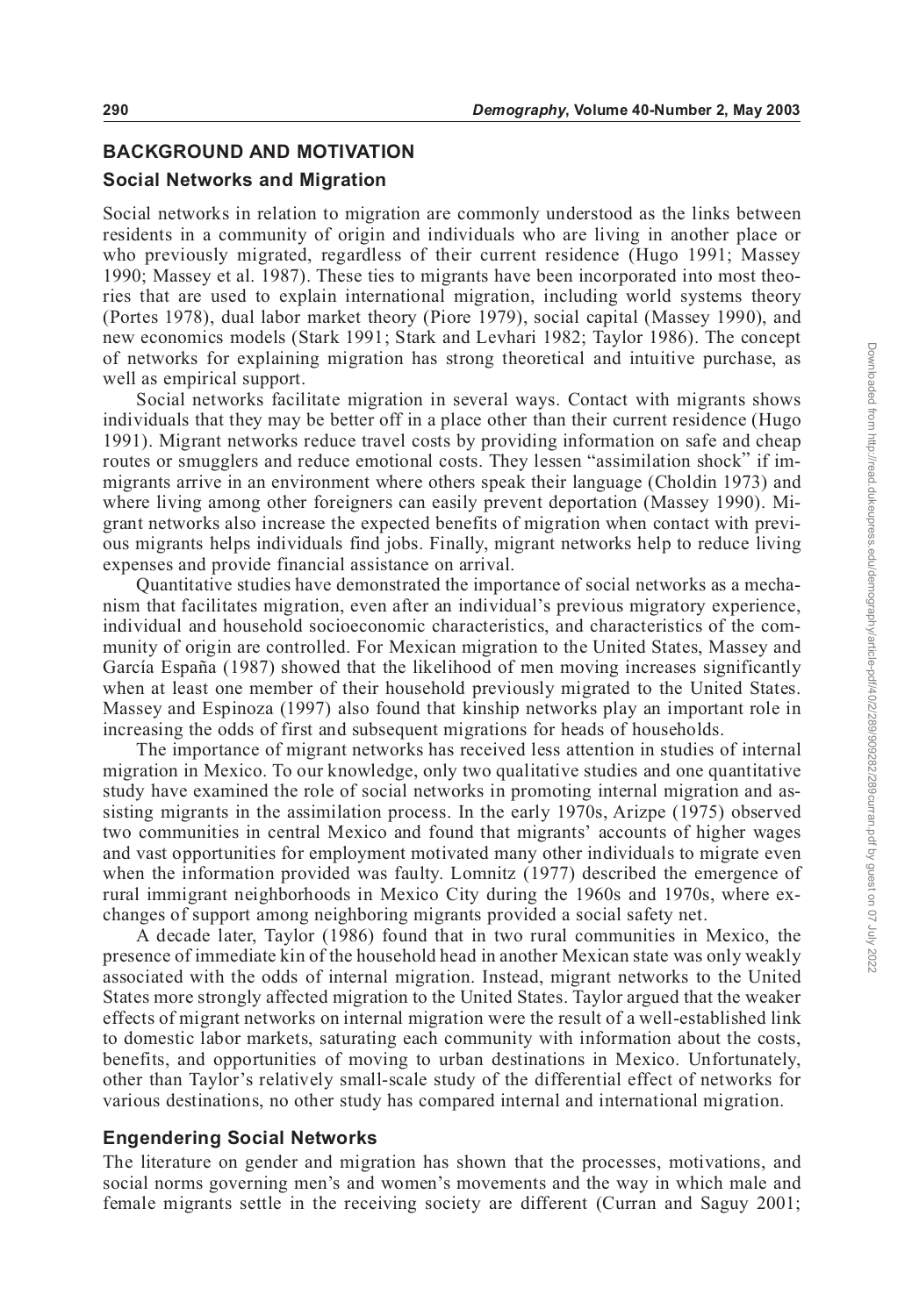## BACKGROUND AND MOTIVATION

### Social Networks and Migration

Social networks in relation to migration are commonly understood as the links between residents in a community of origin and individuals who are living in another place or who previously migrated, regardless of their current residence (Hugo 1991; Massey 1990; Massey et al. 1987). These ties to migrants have been incorporated into most theories that are used to explain international migration, including world systems theory (Portes 1978), dual labor market theory (Piore 1979), social capital (Massey 1990), and new economics models (Stark 1991; Stark and Levhari 1982; Taylor 1986). The concept of networks for explaining migration has strong theoretical and intuitive purchase, as well as empirical support.

Social networks facilitate migration in several ways. Contact with migrants shows individuals that they may be better off in a place other than their current residence (Hugo 1991). Migrant networks reduce travel costs by providing information on safe and cheap routes or smugglers and reduce emotional costs. They lessen "assimilation shock" if immigrants arrive in an environment where others speak their language (Choldin 1973) and where living among other foreigners can easily prevent deportation (Massey 1990). Migrant networks also increase the expected benefits of migration when contact with previous migrants helps individuals find jobs. Finally, migrant networks help to reduce living expenses and provide financial assistance on arrival.

Quantitative studies have demonstrated the importance of social networks as a mechanism that facilitates migration, even after an individual's previous migratory experience, individual and household socioeconomic characteristics, and characteristics of the community of origin are controlled. For Mexican migration to the United States, Massey and García España (1987) showed that the likelihood of men moving increases significantly when at least one member of their household previously migrated to the United States. Massey and Espinoza (1997) also found that kinship networks play an important role in increasing the odds of first and subsequent migrations for heads of households.

The importance of migrant networks has received less attention in studies of internal migration in Mexico. To our knowledge, only two qualitative studies and one quantitative study have examined the role of social networks in promoting internal migration and assisting migrants in the assimilation process. In the early 1970s, Arizpe (1975) observed two communities in central Mexico and found that migrants' accounts of higher wages and vast opportunities for employment motivated many other individuals to migrate even when the information provided was faulty. Lomnitz (1977) described the emergence of rural immigrant neighborhoods in Mexico City during the 1960s and 1970s, where exchanges of support among neighboring migrants provided a social safety net.

A decade later, Taylor (1986) found that in two rural communities in Mexico, the presence of immediate kin of the household head in another Mexican state was only weakly associated with the odds of internal migration. Instead, migrant networks to the United States more strongly affected migration to the United States. Taylor argued that the weaker effects of migrant networks on internal migration were the result of a well-established link to domestic labor markets, saturating each community with information about the costs, benefits, and opportunities of moving to urban destinations in Mexico. Unfortunately, other than Taylor's relatively small-scale study of the differential effect of networks for various destinations, no other study has compared internal and international migration.

### Engendering Social Networks

The literature on gender and migration has shown that the processes, motivations, and social norms governing men's and women's movements and the way in which male and female migrants settle in the receiving society are different (Curran and Saguy 2001;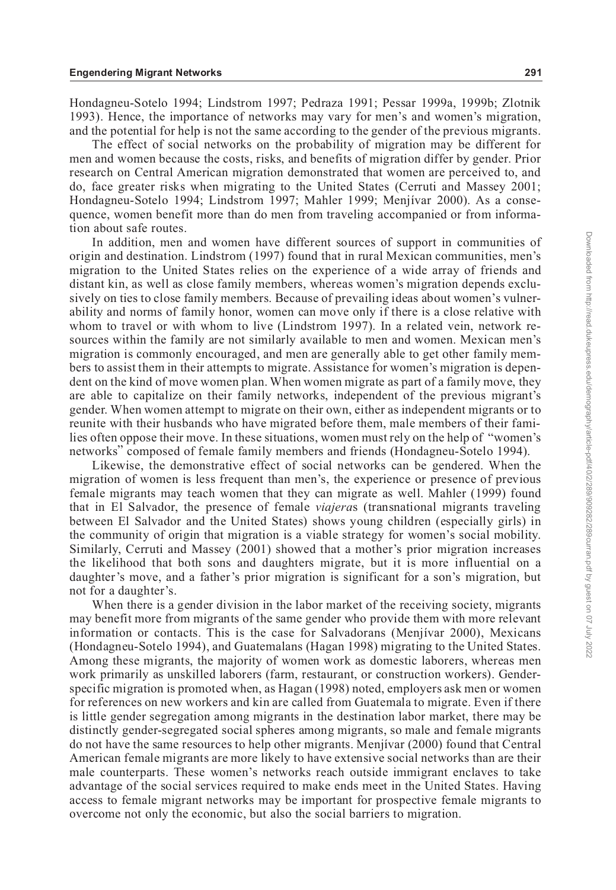Hondagneu-Sotelo 1994; Lindstrom 1997; Pedraza 1991; Pessar 1999a, 1999b; Zlotnik 1993). Hence, the importance of networks may vary for men's and women's migration, and the potential for help is not the same according to the gender of the previous migrants.

The effect of social networks on the probability of migration may be different for men and women because the costs, risks, and benefits of migration differ by gender. Prior research on Central American migration demonstrated that women are perceived to, and do, face greater risks when migrating to the United States (Cerruti and Massey 2001; Hondagneu-Sotelo 1994; Lindstrom 1997; Mahler 1999; Menjívar 2000). As a consequence, women benefit more than do men from traveling accompanied or from information about safe routes.

In addition, men and women have different sources of support in communities of origin and destination. Lindstrom (1997) found that in rural Mexican communities, men's migration to the United States relies on the experience of a wide array of friends and distant kin, as well as close family members, whereas women's migration depends exclusively on ties to close family members. Because of prevailing ideas about women's vulnerability and norms of family honor, women can move only if there is a close relative with whom to travel or with whom to live (Lindstrom 1997). In a related vein, network resources within the family are not similarly available to men and women. Mexican men's migration is commonly encouraged, and men are generally able to get other family members to assist them in their attempts to migrate. Assistance for women's migration is dependent on the kind of move women plan. When women migrate as part of a family move, they are able to capitalize on their family networks, independent of the previous migrant's gender. When women attempt to migrate on their own, either as independent migrants or to reunite with their husbands who have migrated before them, male members of their families often oppose their move. In these situations, women must rely on the help of "women's networks" composed of female family members and friends (Hondagneu-Sotelo 1994).

Likewise, the demonstrative effect of social networks can be gendered. When the migration of women is less frequent than men's, the experience or presence of previous female migrants may teach women that they can migrate as well. Mahler (1999) found that in El Salvador, the presence of female *viajera*s (transnational migrants traveling between El Salvador and the United States) shows young children (especially girls) in the community of origin that migration is a viable strategy for women's social mobility. Similarly, Cerruti and Massey (2001) showed that a mother's prior migration increases the likelihood that both sons and daughters migrate, but it is more influential on a daughter's move, and a father's prior migration is significant for a son's migration, but not for a daughter's.

When there is a gender division in the labor market of the receiving society, migrants may benefit more from migrants of the same gender who provide them with more relevant information or contacts. This is the case for Salvadorans (Menjívar 2000), Mexicans (Hondagneu-Sotelo 1994), and Guatemalans (Hagan 1998) migrating to the United States. Among these migrants, the majority of women work as domestic laborers, whereas men work primarily as unskilled laborers (farm, restaurant, or construction workers). Gender-specific migration is promoted when, as Hagan (1998) noted, employers ask men or women for references on new workers and kin are called from Guatemala to migrate. Even if there is little gender segregation among migrants in the destination labor market, there may be distinctly gender-segregated social spheres among migrants, so male and female migrants do not have the same resources to help other migrants. Menjívar (2000) found that Central American female migrants are more likely to have extensive social networks than are their male counterparts. These women's networks reach outside immigrant enclaves to take advantage of the social services required to make ends meet in the United States. Having access to female migrant networks may be important for prospective female migrants to overcome not only the economic, but also the social barriers to migration.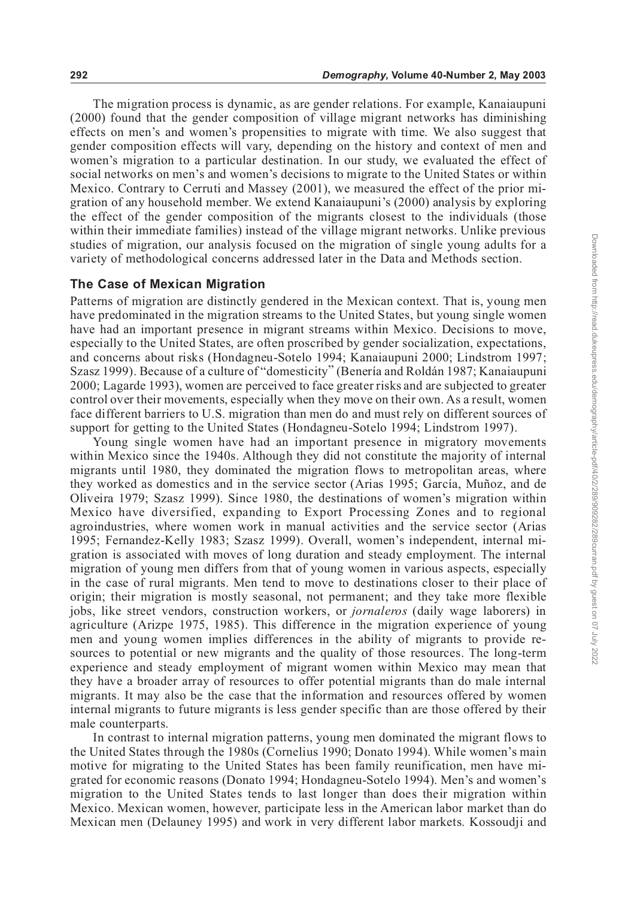The migration process is dynamic, as are gender relations. For example, Kanaiaupuni (2000) found that the gender composition of village migrant networks has diminishing effects on men's and women's propensities to migrate with time. We also suggest that gender composition effects will vary, depending on the history and context of men and women's migration to a particular destination. In our study, we evaluated the effect of social networks on men's and women's decisions to migrate to the United States or within Mexico. Contrary to Cerruti and Massey (2001), we measured the effect of the prior migration of any household member. We extend Kanaiaupuni's (2000) analysis by exploring the effect of the gender composition of the migrants closest to the individuals (those within their immediate families) instead of the village migrant networks. Unlike previous studies of migration, our analysis focused on the migration of single young adults for a variety of methodological concerns addressed later in the Data and Methods section.

## The Case of Mexican Migration

Patterns of migration are distinctly gendered in the Mexican context. That is, young men have predominated in the migration streams to the United States, but young single women have had an important presence in migrant streams within Mexico. Decisions to move, especially to the United States, are often proscribed by gender socialization, expectations, and concerns about risks (Hondagneu-Sotelo 1994; Kanaiaupuni 2000; Lindstrom 1997; Szasz 1999). Because of a culture of "domesticity" (Benería and Roldán 1987; Kanaiaupuni 2000; Lagarde 1993), women are perceived to face greater risks and are subjected to greater control over their movements, especially when they move on their own. As a result, women face different barriers to U.S. migration than men do and must rely on different sources of support for getting to the United States (Hondagneu-Sotelo 1994; Lindstrom 1997).

Young single women have had an important presence in migratory movements within Mexico since the 1940s. Although they did not constitute the majority of internal migrants until 1980, they dominated the migration flows to metropolitan areas, where they worked as domestics and in the service sector (Arias 1995; García, Muñoz, and de Oliveira 1979; Szasz 1999). Since 1980, the destinations of women's migration within Mexico have diversified, expanding to Export Processing Zones and to regional agroindustries, where women work in manual activities and the service sector (Arias 1995; Fernandez-Kelly 1983; Szasz 1999). Overall, women's independent, internal migration is associated with moves of long duration and steady employment. The internal migration of young men differs from that of young women in various aspects, especially in the case of rural migrants. Men tend to move to destinations closer to their place of origin; their migration is mostly seasonal, not permanent; and they take more flexible jobs, like street vendors, construction workers, or *jornaleros* (daily wage laborers) in agriculture (Arizpe 1975, 1985). This difference in the migration experience of young men and young women implies differences in the ability of migrants to provide resources to potential or new migrants and the quality of those resources. The long-term experience and steady employment of migrant women within Mexico may mean that they have a broader array of resources to offer potential migrants than do male internal migrants. It may also be the case that the information and resources offered by women internal migrants to future migrants is less gender specific than are those offered by their male counterparts.

In contrast to internal migration patterns, young men dominated the migrant flows to the United States through the 1980s (Cornelius 1990; Donato 1994). While women's main motive for migrating to the United States has been family reunification, men have migrated for economic reasons (Donato 1994; Hondagneu-Sotelo 1994). Men's and women's migration to the United States tends to last longer than does their migration within Mexico. Mexican women, however, participate less in the American labor market than do Mexican men (Delauney 1995) and work in very different labor markets. Kossoudji and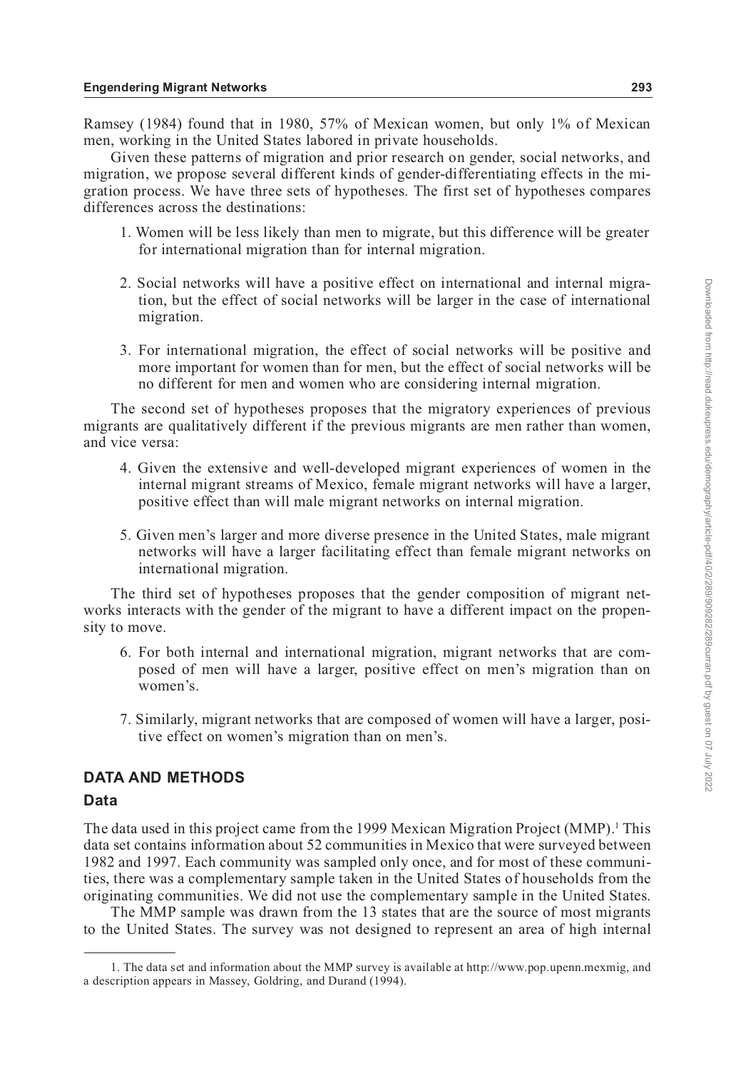Ramsey (1984) found that in 1980, 57% of Mexican women, but only 1% of Mexican men, working in the United States labored in private households.

Given these patterns of migration and prior research on gender, social networks, and migration, we propose several different kinds of gender-differentiating effects in the migration process. We have three sets of hypotheses. The first set of hypotheses compares differences across the destinations:

1. Women will be less likely than men to migrate, but this difference will be greater for international migration than for internal migration.

2. Social networks will have a positive effect on international and internal migration, but the effect of social networks will be larger in the case of international migration.

3. For international migration, the effect of social networks will be positive and more important for women than for men, but the effect of social networks will be no different for men and women who are considering internal migration.

The second set of hypotheses proposes that the migratory experiences of previous migrants are qualitatively different if the previous migrants are men rather than women, and vice versa:

4. Given the extensive and well-developed migrant experiences of women in the internal migrant streams of Mexico, female migrant networks will have a larger, positive effect than will male migrant networks on internal migration.

5. Given men's larger and more diverse presence in the United States, male migrant networks will have a larger facilitating effect than female migrant networks on international migration.

The third set of hypotheses proposes that the gender composition of migrant networks interacts with the gender of the migrant to have a different impact on the propensity to move.

6. For both internal and international migration, migrant networks that are composed of men will have a larger, positive effect on men's migration than on women's.

7. Similarly, migrant networks that are composed of women will have a larger, positive effect on women's migration than on men's.

## DATA AND METHODS

### Data

The data used in this project came from the 1999 Mexican Migration Project (MMP).[1] This data set contains information about 52 communities in Mexico that were surveyed between 1982 and 1997. Each community was sampled only once, and for most of these communities, there was a complementary sample taken in the United States of households from the originating communities. We did not use the complementary sample in the United States.

The MMP sample was drawn from the 13 states that are the source of most migrants to the United States. The survey was not designed to represent an area of high internal

---

1. The data set and information about the MMP survey is available at http://www.pop.upenn.mexmig, and a description appears in Massey, Goldring, and Durand (1994).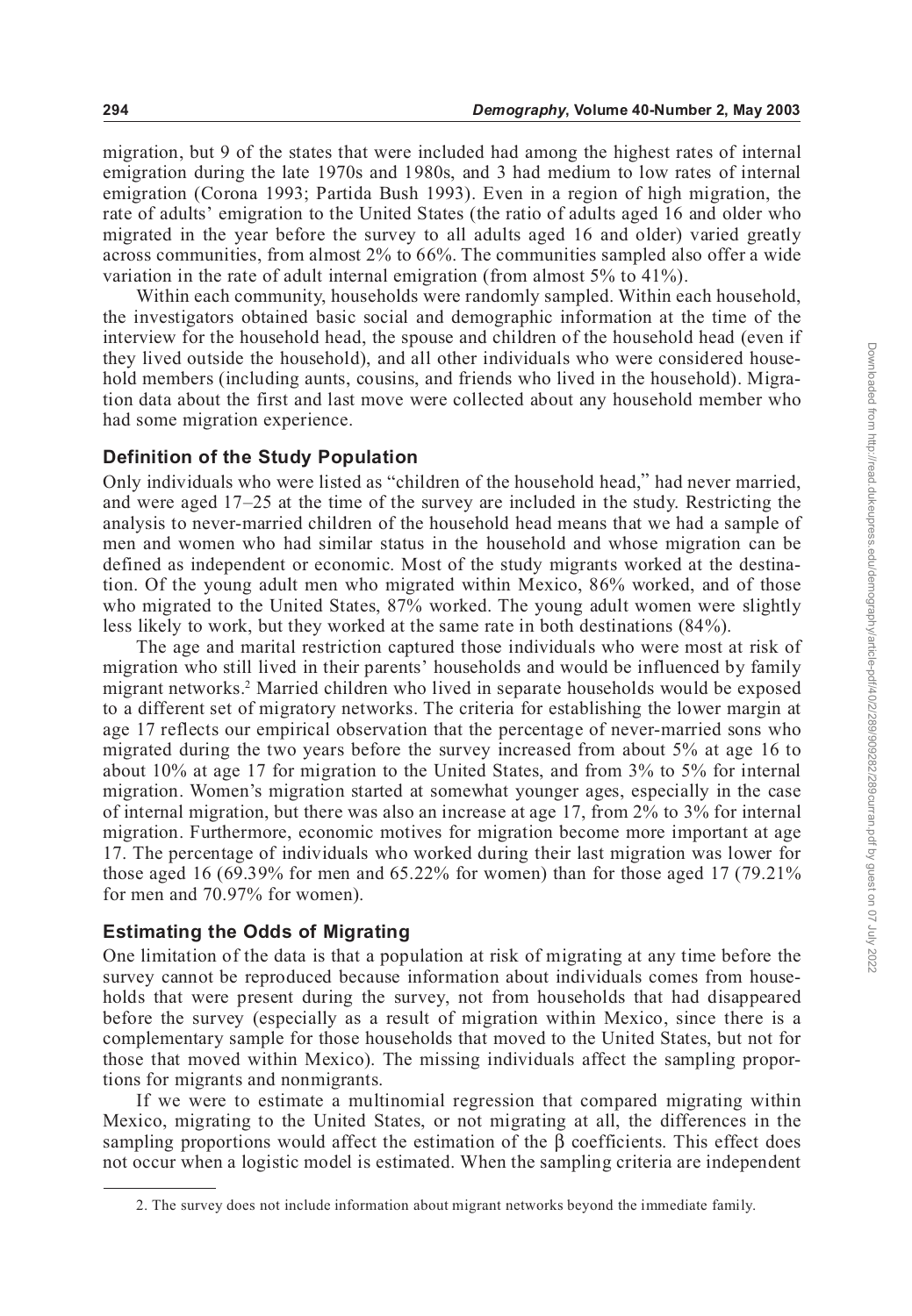migration, but 9 of the states that were included had among the highest rates of internal emigration during the late 1970s and 1980s, and 3 had medium to low rates of internal emigration (Corona 1993; Partida Bush 1993). Even in a region of high migration, the rate of adults' emigration to the United States (the ratio of adults aged 16 and older who migrated in the year before the survey to all adults aged 16 and older) varied greatly across communities, from almost 2% to 66%. The communities sampled also offer a wide variation in the rate of adult internal emigration (from almost 5% to 41%).

Within each community, households were randomly sampled. Within each household, the investigators obtained basic social and demographic information at the time of the interview for the household head, the spouse and children of the household head (even if they lived outside the household), and all other individuals who were considered household members (including aunts, cousins, and friends who lived in the household). Migration data about the first and last move were collected about any household member who had some migration experience.

## Definition of the Study Population

Only individuals who were listed as "children of the household head," had never married, and were aged 17–25 at the time of the survey are included in the study. Restricting the analysis to never-married children of the household head means that we had a sample of men and women who had similar status in the household and whose migration can be defined as independent or economic. Most of the study migrants worked at the destination. Of the young adult men who migrated within Mexico, 86% worked, and of those who migrated to the United States, 87% worked. The young adult women were slightly less likely to work, but they worked at the same rate in both destinations (84%).

The age and marital restriction captured those individuals who were most at risk of migration who still lived in their parents' households and would be influenced by family migrant networks.[2] Married children who lived in separate households would be exposed to a different set of migratory networks. The criteria for establishing the lower margin at age 17 reflects our empirical observation that the percentage of never-married sons who migrated during the two years before the survey increased from about 5% at age 16 to about 10% at age 17 for migration to the United States, and from 3% to 5% for internal migration. Women's migration started at somewhat younger ages, especially in the case of internal migration, but there was also an increase at age 17, from 2% to 3% for internal migration. Furthermore, economic motives for migration become more important at age 17. The percentage of individuals who worked during their last migration was lower for those aged 16 (69.39% for men and 65.22% for women) than for those aged 17 (79.21% for men and 70.97% for women).

## Estimating the Odds of Migrating

One limitation of the data is that a population at risk of migrating at any time before the survey cannot be reproduced because information about individuals comes from households that were present during the survey, not from households that had disappeared before the survey (especially as a result of migration within Mexico, since there is a complementary sample for those households that moved to the United States, but not for those that moved within Mexico). The missing individuals affect the sampling proportions for migrants and nonmigrants.

If we were to estimate a multinomial regression that compared migrating within Mexico, migrating to the United States, or not migrating at all, the differences in the sampling proportions would affect the estimation of the $\beta$ coefficients. This effect does not occur when a logistic model is estimated. When the sampling criteria are independent

2. The survey does not include information about migrant networks beyond the immediate family.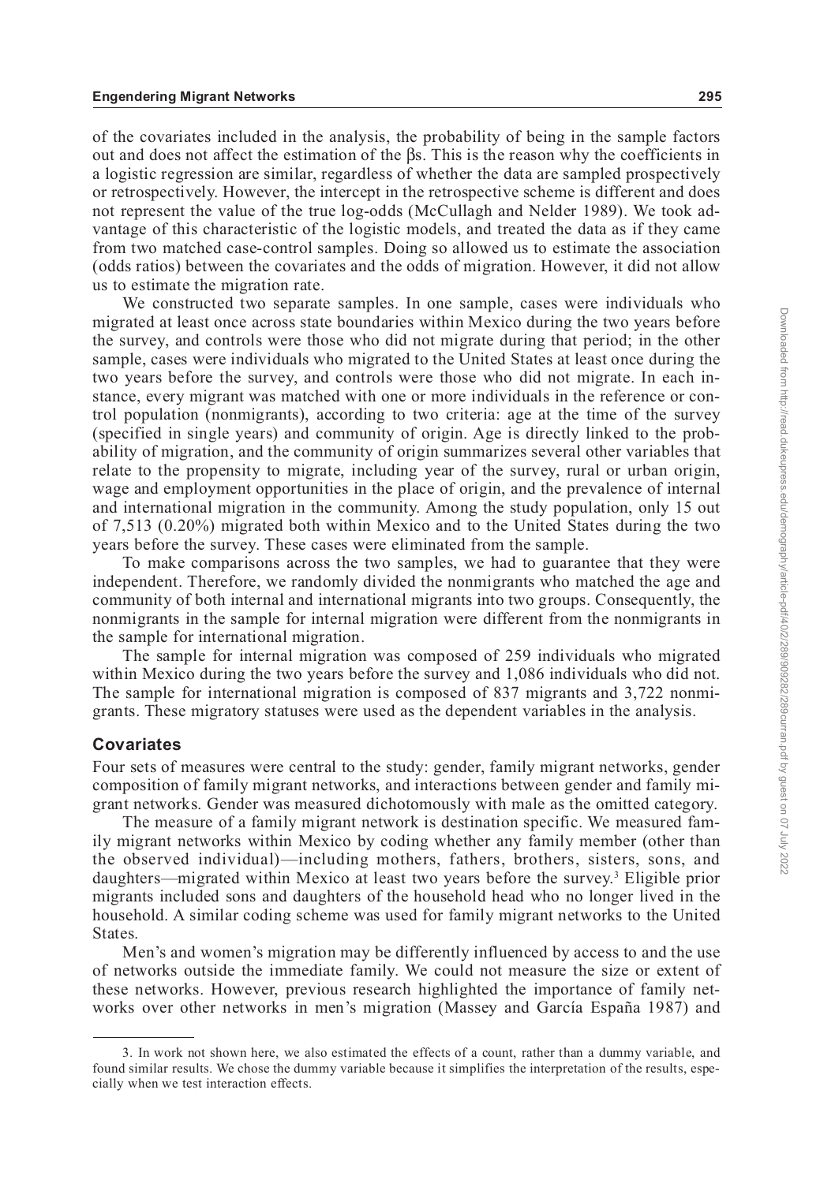of the covariates included in the analysis, the probability of being in the sample factors out and does not affect the estimation of the βs. This is the reason why the coefficients in a logistic regression are similar, regardless of whether the data are sampled prospectively or retrospectively. However, the intercept in the retrospective scheme is different and does not represent the value of the true log-odds (McCullagh and Nelder 1989). We took advantage of this characteristic of the logistic models, and treated the data as if they came from two matched case-control samples. Doing so allowed us to estimate the association (odds ratios) between the covariates and the odds of migration. However, it did not allow us to estimate the migration rate.

We constructed two separate samples. In one sample, cases were individuals who migrated at least once across state boundaries within Mexico during the two years before the survey, and controls were those who did not migrate during that period; in the other sample, cases were individuals who migrated to the United States at least once during the two years before the survey, and controls were those who did not migrate. In each instance, every migrant was matched with one or more individuals in the reference or control population (nonmigrants), according to two criteria: age at the time of the survey (specified in single years) and community of origin. Age is directly linked to the probability of migration, and the community of origin summarizes several other variables that relate to the propensity to migrate, including year of the survey, rural or urban origin, wage and employment opportunities in the place of origin, and the prevalence of internal and international migration in the community. Among the study population, only 15 out of 7,513 (0.20%) migrated both within Mexico and to the United States during the two years before the survey. These cases were eliminated from the sample.

To make comparisons across the two samples, we had to guarantee that they were independent. Therefore, we randomly divided the nonmigrants who matched the age and community of both internal and international migrants into two groups. Consequently, the nonmigrants in the sample for internal migration were different from the nonmigrants in the sample for international migration.

The sample for internal migration was composed of 259 individuals who migrated within Mexico during the two years before the survey and 1,086 individuals who did not. The sample for international migration is composed of 837 migrants and 3,722 nonmigrants. These migratory statuses were used as the dependent variables in the analysis.

## Covariates

Four sets of measures were central to the study: gender, family migrant networks, gender composition of family migrant networks, and interactions between gender and family migrant networks. Gender was measured dichotomously with male as the omitted category.

The measure of a family migrant network is destination specific. We measured family migrant networks within Mexico by coding whether any family member (other than the observed individual)—including mothers, fathers, brothers, sisters, sons, and daughters—migrated within Mexico at least two years before the survey.[3] Eligible prior migrants included sons and daughters of the household head who no longer lived in the household. A similar coding scheme was used for family migrant networks to the United States.

Men's and women's migration may be differently influenced by access to and the use of networks outside the immediate family. We could not measure the size or extent of these networks. However, previous research highlighted the importance of family networks over other networks in men's migration (Massey and García España 1987) and

3. In work not shown here, we also estimated the effects of a count, rather than a dummy variable, and found similar results. We chose the dummy variable because it simplifies the interpretation of the results, especially when we test interaction effects.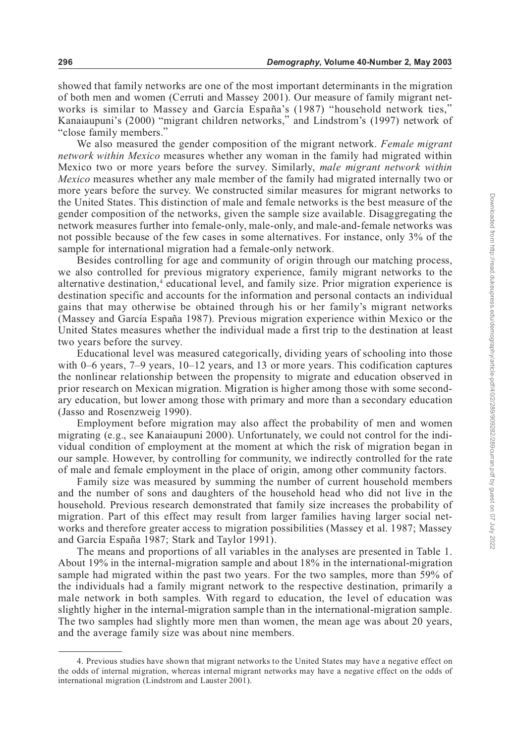showed that family networks are one of the most important determinants in the migration of both men and women (Cerruti and Massey 2001). Our measure of family migrant networks is similar to Massey and García España's (1987) "household network ties," Kanaiaupuni's (2000) "migrant children networks," and Lindstrom's (1997) network of "close family members."

We also measured the gender composition of the migrant network. *Female migrant network within Mexico* measures whether any woman in the family had migrated within Mexico two or more years before the survey. Similarly, *male migrant network within Mexico* measures whether any male member of the family had migrated internally two or more years before the survey. We constructed similar measures for migrant networks to the United States. This distinction of male and female networks is the best measure of the gender composition of the networks, given the sample size available. Disaggregating the network measures further into female-only, male-only, and male-and-female networks was not possible because of the few cases in some alternatives. For instance, only 3% of the sample for international migration had a female-only network.

Besides controlling for age and community of origin through our matching process, we also controlled for previous migratory experience, family migrant networks to the alternative destination,[4] educational level, and family size. Prior migration experience is destination specific and accounts for the information and personal contacts an individual gains that may otherwise be obtained through his or her family's migrant networks (Massey and García España 1987). Previous migration experience within Mexico or the United States measures whether the individual made a first trip to the destination at least two years before the survey.

Educational level was measured categorically, dividing years of schooling into those with 0–6 years, 7–9 years, 10–12 years, and 13 or more years. This codification captures the nonlinear relationship between the propensity to migrate and education observed in prior research on Mexican migration. Migration is higher among those with some secondary education, but lower among those with primary and more than a secondary education (Jasso and Rosenzweig 1990).

Employment before migration may also affect the probability of men and women migrating (e.g., see Kanaiaupuni 2000). Unfortunately, we could not control for the individual condition of employment at the moment at which the risk of migration began in our sample. However, by controlling for community, we indirectly controlled for the rate of male and female employment in the place of origin, among other community factors.

Family size was measured by summing the number of current household members and the number of sons and daughters of the household head who did not live in the household. Previous research demonstrated that family size increases the probability of migration. Part of this effect may result from larger families having larger social networks and therefore greater access to migration possibilities (Massey et al. 1987; Massey and García España 1987; Stark and Taylor 1991).

The means and proportions of all variables in the analyses are presented in Table 1. About 19% in the internal-migration sample and about 18% in the international-migration sample had migrated within the past two years. For the two samples, more than 59% of the individuals had a family migrant network to the respective destination, primarily a male network in both samples. With regard to education, the level of education was slightly higher in the internal-migration sample than in the international-migration sample. The two samples had slightly more men than women, the mean age was about 20 years, and the average family size was about nine members.

---

4. Previous studies have shown that migrant networks to the United States may have a negative effect on the odds of internal migration, whereas internal migrant networks may have a negative effect on the odds of international migration (Lindstrom and Lauster 2001).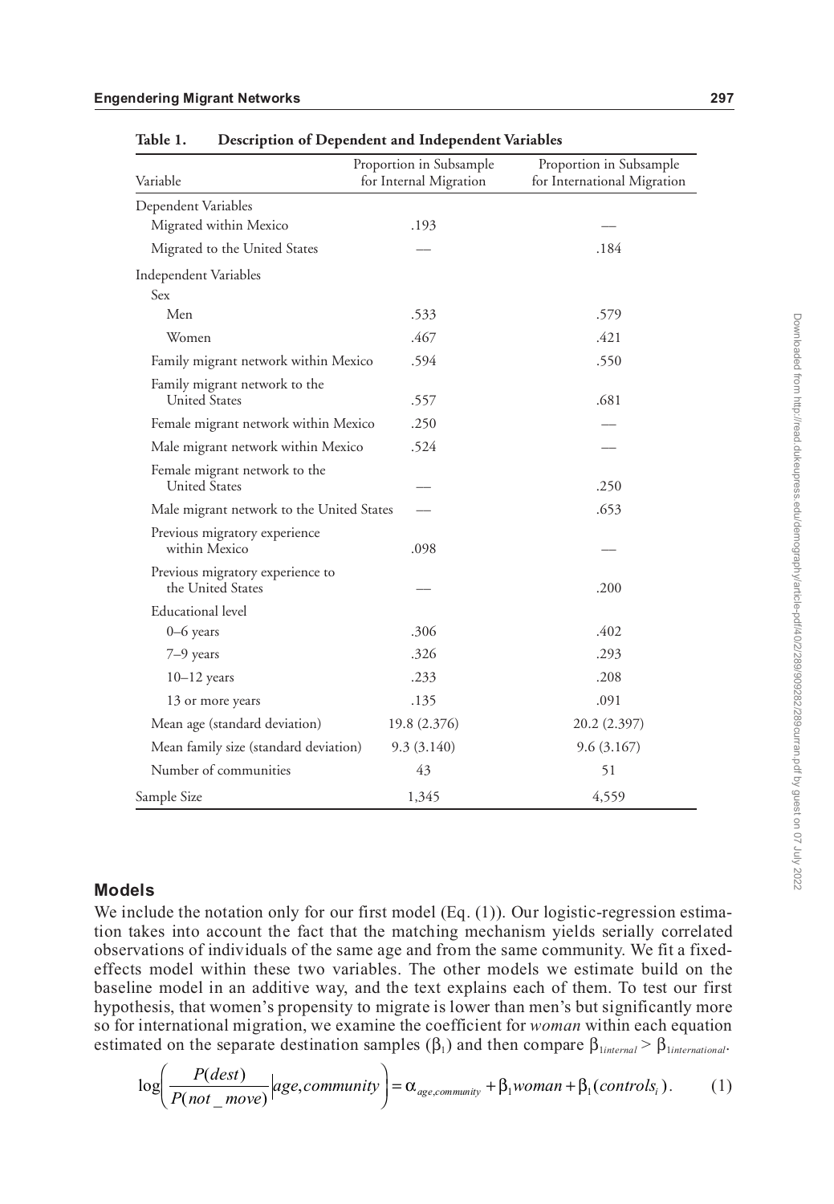**Table 1. Description of Dependent and Independent Variables**

| Variable | Proportion in Subsample for Internal Migration | Proportion in Subsample for International Migration |
|---|---|---|
| Dependent Variables | | |
| Migrated within Mexico | .193 | — |
| Migrated to the United States | — | .184 |
| Independent Variables | | |
| Sex | | |
| Men | .533 | .579 |
| Women | .467 | .421 |
| Family migrant network within Mexico | .594 | .550 |
| Family migrant network to the United States | .557 | .681 |
| Female migrant network within Mexico | .250 | — |
| Male migrant network within Mexico | .524 | — |
| Female migrant network to the United States | — | .250 |
| Male migrant network to the United States | — | .653 |
| Previous migratory experience within Mexico | .098 | — |
| Previous migratory experience to the United States | — | .200 |
| Educational level | | |
| 0–6 years | .306 | .402 |
| 7–9 years | .326 | .293 |
| 10–12 years | .233 | .208 |
| 13 or more years | .135 | .091 |
| Mean age (standard deviation) | 19.8 (2.376) | 20.2 (2.397) |
| Mean family size (standard deviation) | 9.3 (3.140) | 9.6 (3.167) |
| Number of communities | 43 | 51 |
| Sample Size | 1,345 | 4,559 |

## Models

We include the notation only for our first model (Eq. (1)). Our logistic-regression estimation takes into account the fact that the matching mechanism yields serially correlated observations of individuals of the same age and from the same community. We fit a fixed-effects model within these two variables. The other models we estimate build on the baseline model in an additive way, and the text explains each of them. To test our first hypothesis, that women's propensity to migrate is lower than men's but significantly more so for international migration, we examine the coefficient for *woman* within each equation estimated on the separate destination samples ($\beta_1$) and then compare $\beta_{1internal} > \beta_{1international}$.

$$\log\left(\frac{P(dest)}{P(not\_move)}\middle| age, community\right) = \alpha_{age,community} + \beta_1 woman + \beta_1(controls_i). \qquad (1)$$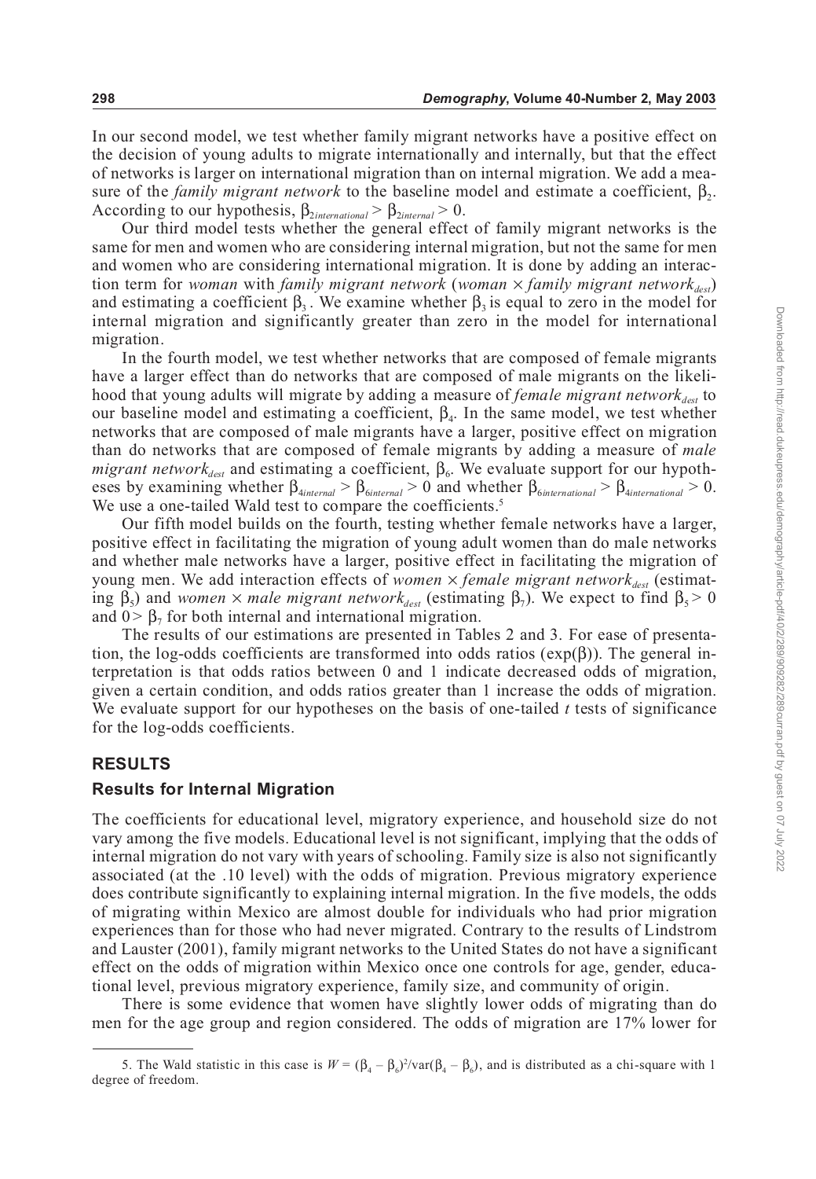In our second model, we test whether family migrant networks have a positive effect on the decision of young adults to migrate internationally and internally, but that the effect of networks is larger on international migration than on internal migration. We add a measure of the *family migrant network* to the baseline model and estimate a coefficient, $\beta_2$. According to our hypothesis, $\beta_{2international} > \beta_{2internal} > 0$.

Our third model tests whether the general effect of family migrant networks is the same for men and women who are considering internal migration, but not the same for men and women who are considering international migration. It is done by adding an interaction term for *woman* with *family migrant network* (*woman* $\times$ *family migrant network$_{dest}$*) and estimating a coefficient $\beta_3$. We examine whether $\beta_3$ is equal to zero in the model for internal migration and significantly greater than zero in the model for international migration.

In the fourth model, we test whether networks that are composed of female migrants have a larger effect than do networks that are composed of male migrants on the likelihood that young adults will migrate by adding a measure of *female migrant network$_{dest}$* to our baseline model and estimating a coefficient, $\beta_4$. In the same model, we test whether networks that are composed of male migrants have a larger, positive effect on migration than do networks that are composed of female migrants by adding a measure of *male migrant network$_{dest}$* and estimating a coefficient, $\beta_6$. We evaluate support for our hypotheses by examining whether $\beta_{4internal} > \beta_{6internal} > 0$ and whether $\beta_{6international} > \beta_{4international} > 0$. We use a one-tailed Wald test to compare the coefficients.[5]

Our fifth model builds on the fourth, testing whether female networks have a larger, positive effect in facilitating the migration of young adult women than do male networks and whether male networks have a larger, positive effect in facilitating the migration of young men. We add interaction effects of *women* $\times$ *female migrant network$_{dest}$* (estimating $\beta_5$) and *women* $\times$ *male migrant network$_{dest}$* (estimating $\beta_7$). We expect to find $\beta_5 > 0$ and $0 > \beta_7$ for both internal and international migration.

The results of our estimations are presented in Tables 2 and 3. For ease of presentation, the log-odds coefficients are transformed into odds ratios ($\exp(\beta)$). The general interpretation is that odds ratios between 0 and 1 indicate decreased odds of migration, given a certain condition, and odds ratios greater than 1 increase the odds of migration. We evaluate support for our hypotheses on the basis of one-tailed *t* tests of significance for the log-odds coefficients.

## RESULTS

### Results for Internal Migration

The coefficients for educational level, migratory experience, and household size do not vary among the five models. Educational level is not significant, implying that the odds of internal migration do not vary with years of schooling. Family size is also not significantly associated (at the .10 level) with the odds of migration. Previous migratory experience does contribute significantly to explaining internal migration. In the five models, the odds of migrating within Mexico are almost double for individuals who had prior migration experiences than for those who had never migrated. Contrary to the results of Lindstrom and Lauster (2001), family migrant networks to the United States do not have a significant effect on the odds of migration within Mexico once one controls for age, gender, educational level, previous migratory experience, family size, and community of origin.

There is some evidence that women have slightly lower odds of migrating than do men for the age group and region considered. The odds of migration are 17% lower for

5. The Wald statistic in this case is $W = (\beta_4 - \beta_6)^2/\text{var}(\beta_4 - \beta_6)$, and is distributed as a chi-square with 1 degree of freedom.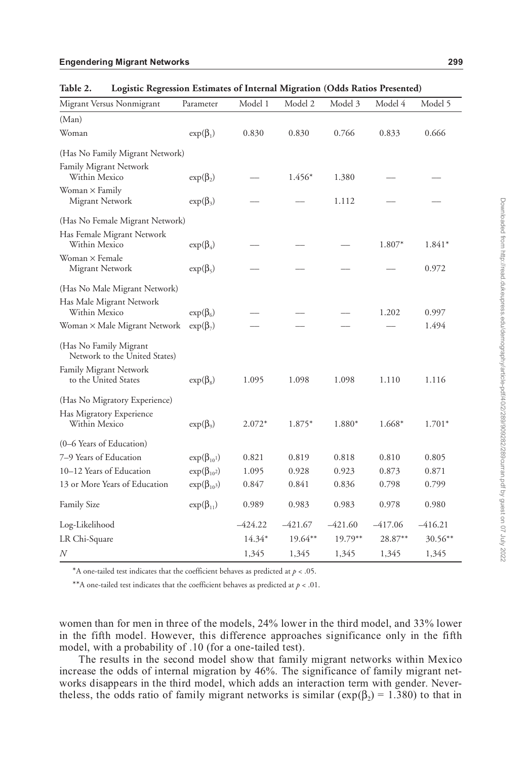**Table 2. Logistic Regression Estimates of Internal Migration (Odds Ratios Presented)**

| Migrant Versus Nonmigrant | Parameter | Model 1 | Model 2 | Model 3 | Model 4 | Model 5 |
|---|---|---|---|---|---|---|
| (Man) | | | | | | |
| Woman | $\exp(\beta_1)$ | 0.830 | 0.830 | 0.766 | 0.833 | 0.666 |
| (Has No Family Migrant Network) | | | | | | |
| Family Migrant Network Within Mexico | $\exp(\beta_2)$ | — | 1.456* | 1.380 | — | — |
| Woman × Family Migrant Network | $\exp(\beta_3)$ | — | — | 1.112 | — | — |
| (Has No Female Migrant Network) | | | | | | |
| Has Female Migrant Network Within Mexico | $\exp(\beta_4)$ | — | — | — | 1.807* | 1.841* |
| Woman × Female Migrant Network | $\exp(\beta_5)$ | — | — | — | — | 0.972 |
| (Has No Male Migrant Network) | | | | | | |
| Has Male Migrant Network Within Mexico | $\exp(\beta_6)$ | — | — | — | 1.202 | 0.997 |
| Woman × Male Migrant Network | $\exp(\beta_7)$ | — | — | — | — | 1.494 |
| (Has No Family Migrant Network to the United States) | | | | | | |
| Family Migrant Network to the United States | $\exp(\beta_8)$ | 1.095 | 1.098 | 1.098 | 1.110 | 1.116 |
| (Has No Migratory Experience) | | | | | | |
| Has Migratory Experience Within Mexico | $\exp(\beta_9)$ | 2.072* | 1.875* | 1.880* | 1.668* | 1.701* |
| (0–6 Years of Education) | | | | | | |
| 7–9 Years of Education | $\exp(\beta_{10^1})$ | 0.821 | 0.819 | 0.818 | 0.810 | 0.805 |
| 10–12 Years of Education | $\exp(\beta_{10^2})$ | 1.095 | 0.928 | 0.923 | 0.873 | 0.871 |
| 13 or More Years of Education | $\exp(\beta_{10^3})$ | 0.847 | 0.841 | 0.836 | 0.798 | 0.799 |
| Family Size | $\exp(\beta_{11})$ | 0.989 | 0.983 | 0.983 | 0.978 | 0.980 |
| Log-Likelihood | | –424.22 | –421.67 | –421.60 | –417.06 | –416.21 |
| LR Chi-Square | | 14.34* | 19.64** | 19.79** | 28.87** | 30.56** |
| *N* | | 1,345 | 1,345 | 1,345 | 1,345 | 1,345 |

*A one-tailed test indicates that the coefficient behaves as predicted at $p < .05$.

**A one-tailed test indicates that the coefficient behaves as predicted at $p < .01$.

women than for men in three of the models, 24% lower in the third model, and 33% lower in the fifth model. However, this difference approaches significance only in the fifth model, with a probability of .10 (for a one-tailed test).

The results in the second model show that family migrant networks within Mexico increase the odds of internal migration by 46%. The significance of family migrant networks disappears in the third model, which adds an interaction term with gender. Nevertheless, the odds ratio of family migrant networks is similar ($\exp(\beta_2) = 1.380$) to that in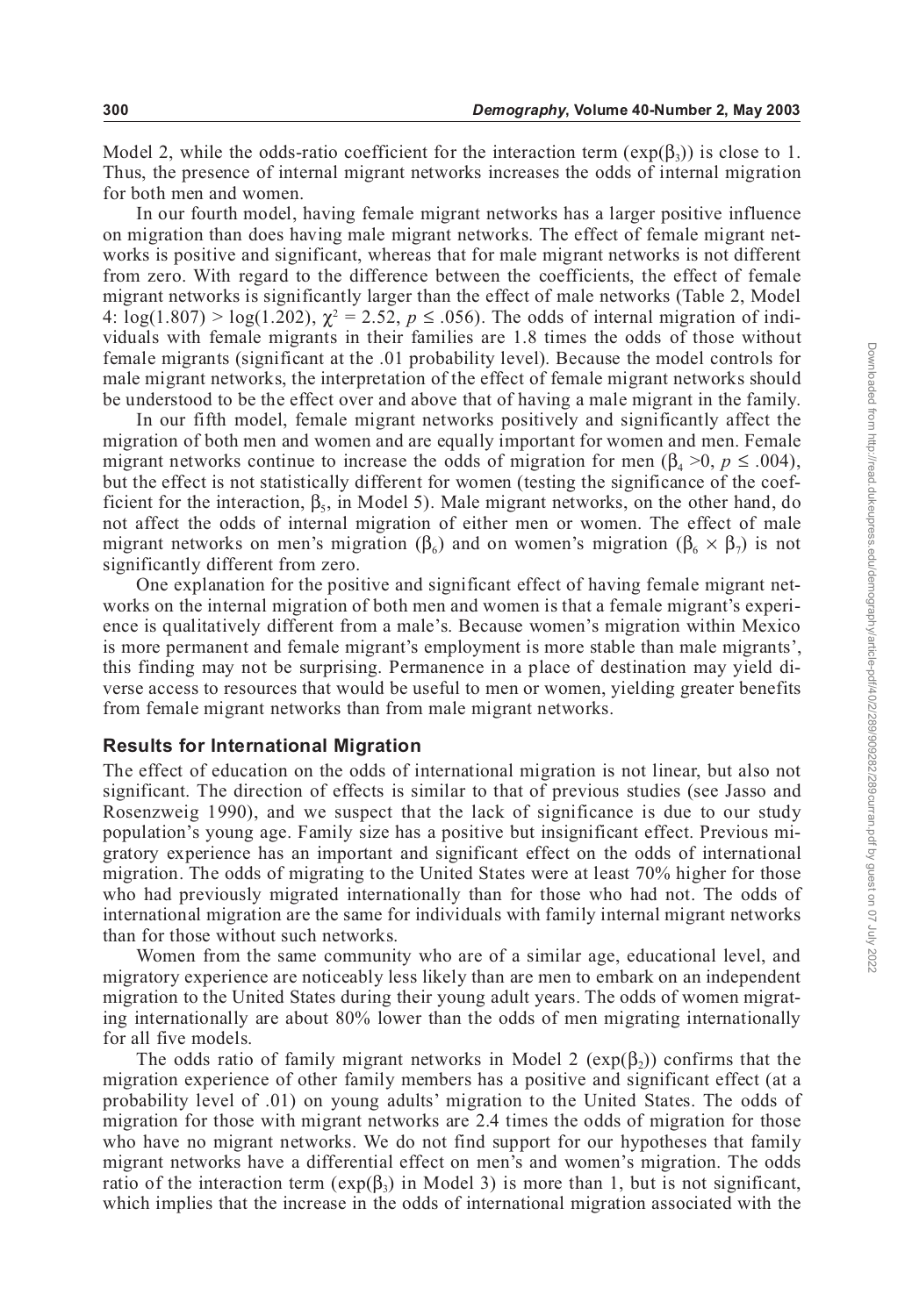Model 2, while the odds-ratio coefficient for the interaction term ($\exp(\beta_3)$) is close to 1. Thus, the presence of internal migrant networks increases the odds of internal migration for both men and women.

In our fourth model, having female migrant networks has a larger positive influence on migration than does having male migrant networks. The effect of female migrant networks is positive and significant, whereas that for male migrant networks is not different from zero. With regard to the difference between the coefficients, the effect of female migrant networks is significantly larger than the effect of male networks (Table 2, Model 4: $\log(1.807) > \log(1.202)$, $\chi^2 = 2.52$, $p \leq .056$). The odds of internal migration of individuals with female migrants in their families are 1.8 times the odds of those without female migrants (significant at the .01 probability level). Because the model controls for male migrant networks, the interpretation of the effect of female migrant networks should be understood to be the effect over and above that of having a male migrant in the family.

In our fifth model, female migrant networks positively and significantly affect the migration of both men and women and are equally important for women and men. Female migrant networks continue to increase the odds of migration for men ($\beta_4 > 0$, $p \leq .004$), but the effect is not statistically different for women (testing the significance of the coefficient for the interaction, $\beta_5$, in Model 5). Male migrant networks, on the other hand, do not affect the odds of internal migration of either men or women. The effect of male migrant networks on men's migration ($\beta_6$) and on women's migration ($\beta_6 \times \beta_7$) is not significantly different from zero.

One explanation for the positive and significant effect of having female migrant networks on the internal migration of both men and women is that a female migrant's experience is qualitatively different from a male's. Because women's migration within Mexico is more permanent and female migrant's employment is more stable than male migrants', this finding may not be surprising. Permanence in a place of destination may yield diverse access to resources that would be useful to men or women, yielding greater benefits from female migrant networks than from male migrant networks.

## Results for International Migration

The effect of education on the odds of international migration is not linear, but also not significant. The direction of effects is similar to that of previous studies (see Jasso and Rosenzweig 1990), and we suspect that the lack of significance is due to our study population's young age. Family size has a positive but insignificant effect. Previous migratory experience has an important and significant effect on the odds of international migration. The odds of migrating to the United States were at least 70% higher for those who had previously migrated internationally than for those who had not. The odds of international migration are the same for individuals with family internal migrant networks than for those without such networks.

Women from the same community who are of a similar age, educational level, and migratory experience are noticeably less likely than are men to embark on an independent migration to the United States during their young adult years. The odds of women migrating internationally are about 80% lower than the odds of men migrating internationally for all five models.

The odds ratio of family migrant networks in Model 2 ($\exp(\beta_2)$) confirms that the migration experience of other family members has a positive and significant effect (at a probability level of .01) on young adults' migration to the United States. The odds of migration for those with migrant networks are 2.4 times the odds of migration for those who have no migrant networks. We do not find support for our hypotheses that family migrant networks have a differential effect on men's and women's migration. The odds ratio of the interaction term ($\exp(\beta_3)$ in Model 3) is more than 1, but is not significant, which implies that the increase in the odds of international migration associated with the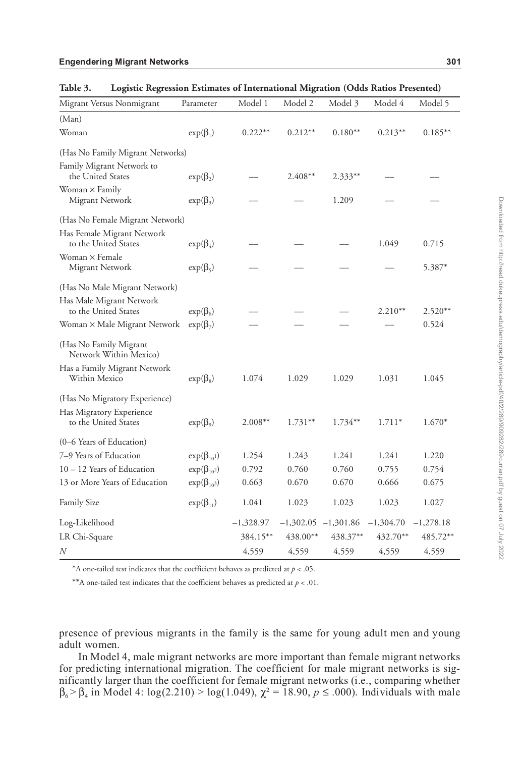**Table 3. Logistic Regression Estimates of International Migration (Odds Ratios Presented)**

| Migrant Versus Nonmigrant | Parameter | Model 1 | Model 2 | Model 3 | Model 4 | Model 5 |
|---|---|---|---|---|---|---|
| (Man) | | | | | | |
| Woman | $\exp(\beta_1)$ | 0.222** | 0.212** | 0.180** | 0.213** | 0.185** |
| (Has No Family Migrant Networks) | | | | | | |
| Family Migrant Network to the United States | $\exp(\beta_2)$ | — | 2.408** | 2.333** | — | — |
| Woman × Family Migrant Network | $\exp(\beta_3)$ | — | — | 1.209 | — | — |
| (Has No Female Migrant Network) | | | | | | |
| Has Female Migrant Network to the United States | $\exp(\beta_4)$ | — | — | — | 1.049 | 0.715 |
| Woman × Female Migrant Network | $\exp(\beta_5)$ | — | — | — | — | 5.387* |
| (Has No Male Migrant Network) | | | | | | |
| Has Male Migrant Network to the United States | $\exp(\beta_6)$ | — | — | — | 2.210** | 2.520** |
| Woman × Male Migrant Network | $\exp(\beta_7)$ | — | — | — | — | 0.524 |
| (Has No Family Migrant Network Within Mexico) | | | | | | |
| Has a Family Migrant Network Within Mexico | $\exp(\beta_8)$ | 1.074 | 1.029 | 1.029 | 1.031 | 1.045 |
| (Has No Migratory Experience) | | | | | | |
| Has Migratory Experience to the United States | $\exp(\beta_9)$ | 2.008** | 1.731** | 1.734** | 1.711* | 1.670* |
| (0–6 Years of Education) | | | | | | |
| 7–9 Years of Education | $\exp(\beta_{10^1})$ | 1.254 | 1.243 | 1.241 | 1.241 | 1.220 |
| 10 – 12 Years of Education | $\exp(\beta_{10^2})$ | 0.792 | 0.760 | 0.760 | 0.755 | 0.754 |
| 13 or More Years of Education | $\exp(\beta_{10^3})$ | 0.663 | 0.670 | 0.670 | 0.666 | 0.675 |
| Family Size | $\exp(\beta_{11})$ | 1.041 | 1.023 | 1.023 | 1.023 | 1.027 |
| Log-Likelihood | | −1,328.97 | −1,302.05 | −1,301.86 | −1,304.70 | −1,278.18 |
| LR Chi-Square | | 384.15** | 438.00** | 438.37** | 432.70** | 485.72** |
| $N$ | | 4,559 | 4,559 | 4,559 | 4,559 | 4,559 |

*A one-tailed test indicates that the coefficient behaves as predicted at $p < .05$.

**A one-tailed test indicates that the coefficient behaves as predicted at $p < .01$.

presence of previous migrants in the family is the same for young adult men and young adult women.

In Model 4, male migrant networks are more important than female migrant networks for predicting international migration. The coefficient for male migrant networks is significantly larger than the coefficient for female migrant networks (i.e., comparing whether $\beta_6 > \beta_4$ in Model 4: $\log(2.210) > \log(1.049)$, $\chi^2 = 18.90$, $p \leq .000$). Individuals with male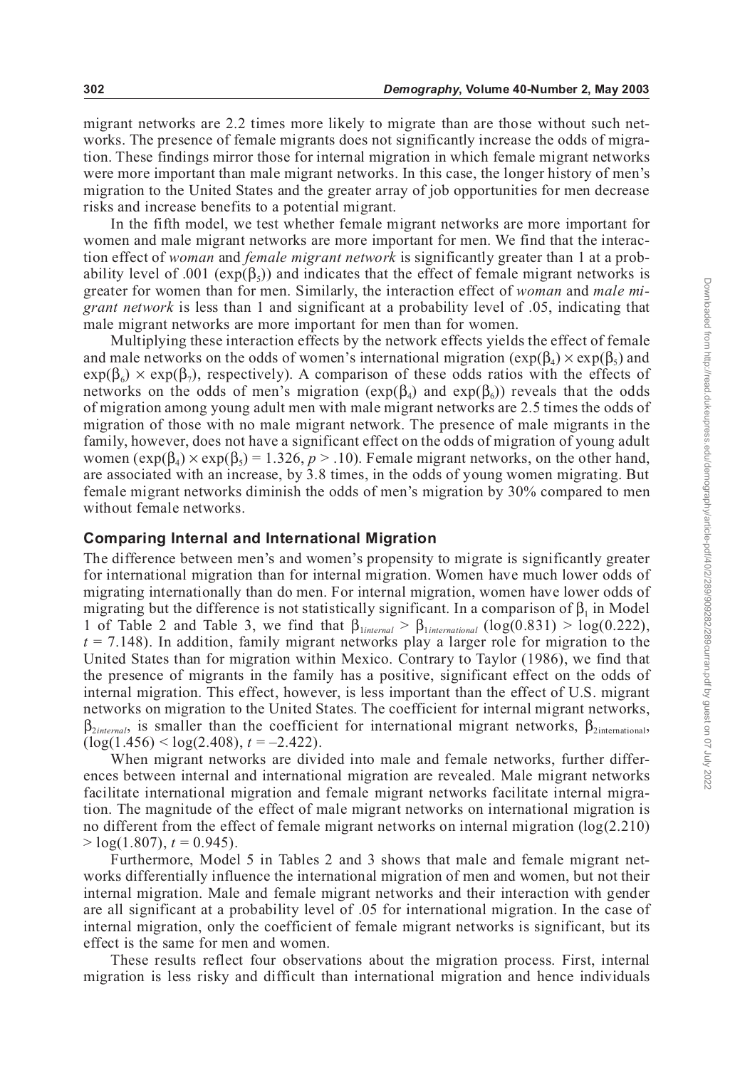migrant networks are 2.2 times more likely to migrate than are those without such networks. The presence of female migrants does not significantly increase the odds of migration. These findings mirror those for internal migration in which female migrant networks were more important than male migrant networks. In this case, the longer history of men's migration to the United States and the greater array of job opportunities for men decrease risks and increase benefits to a potential migrant.

In the fifth model, we test whether female migrant networks are more important for women and male migrant networks are more important for men. We find that the interaction effect of *woman* and *female migrant network* is significantly greater than 1 at a probability level of .001 ($\exp(\beta_5)$) and indicates that the effect of female migrant networks is greater for women than for men. Similarly, the interaction effect of *woman* and *male migrant network* is less than 1 and significant at a probability level of .05, indicating that male migrant networks are more important for men than for women.

Multiplying these interaction effects by the network effects yields the effect of female and male networks on the odds of women's international migration ($\exp(\beta_4) \times \exp(\beta_5)$ and $\exp(\beta_6) \times \exp(\beta_7)$, respectively). A comparison of these odds ratios with the effects of networks on the odds of men's migration ($\exp(\beta_4)$ and $\exp(\beta_6)$) reveals that the odds of migration among young adult men with male migrant networks are 2.5 times the odds of migration of those with no male migrant network. The presence of male migrants in the family, however, does not have a significant effect on the odds of migration of young adult women ($\exp(\beta_4) \times \exp(\beta_5) = 1.326$, $p > .10$). Female migrant networks, on the other hand, are associated with an increase, by 3.8 times, in the odds of young women migrating. But female migrant networks diminish the odds of men's migration by 30% compared to men without female networks.

## Comparing Internal and International Migration

The difference between men's and women's propensity to migrate is significantly greater for international migration than for internal migration. Women have much lower odds of migrating internationally than do men. For internal migration, women have lower odds of migrating but the difference is not statistically significant. In a comparison of $\beta_1$ in Model 1 of Table 2 and Table 3, we find that $\beta_{1internal} > \beta_{1international}$ ($\log(0.831) > \log(0.222)$, $t = 7.148$). In addition, family migrant networks play a larger role for migration to the United States than for migration within Mexico. Contrary to Taylor (1986), we find that the presence of migrants in the family has a positive, significant effect on the odds of internal migration. This effect, however, is less important than the effect of U.S. migrant networks on migration to the United States. The coefficient for internal migrant networks, $\beta_{2internal}$, is smaller than the coefficient for international migrant networks, $\beta_{2international}$, ($\log(1.456) < \log(2.408)$, $t = -2.422$).

When migrant networks are divided into male and female networks, further differences between internal and international migration are revealed. Male migrant networks facilitate international migration and female migrant networks facilitate internal migration. The magnitude of the effect of male migrant networks on international migration is no different from the effect of female migrant networks on internal migration ($\log(2.210) > \log(1.807)$, $t = 0.945$).

Furthermore, Model 5 in Tables 2 and 3 shows that male and female migrant networks differentially influence the international migration of men and women, but not their internal migration. Male and female migrant networks and their interaction with gender are all significant at a probability level of .05 for international migration. In the case of internal migration, only the coefficient of female migrant networks is significant, but its effect is the same for men and women.

These results reflect four observations about the migration process. First, internal migration is less risky and difficult than international migration and hence individuals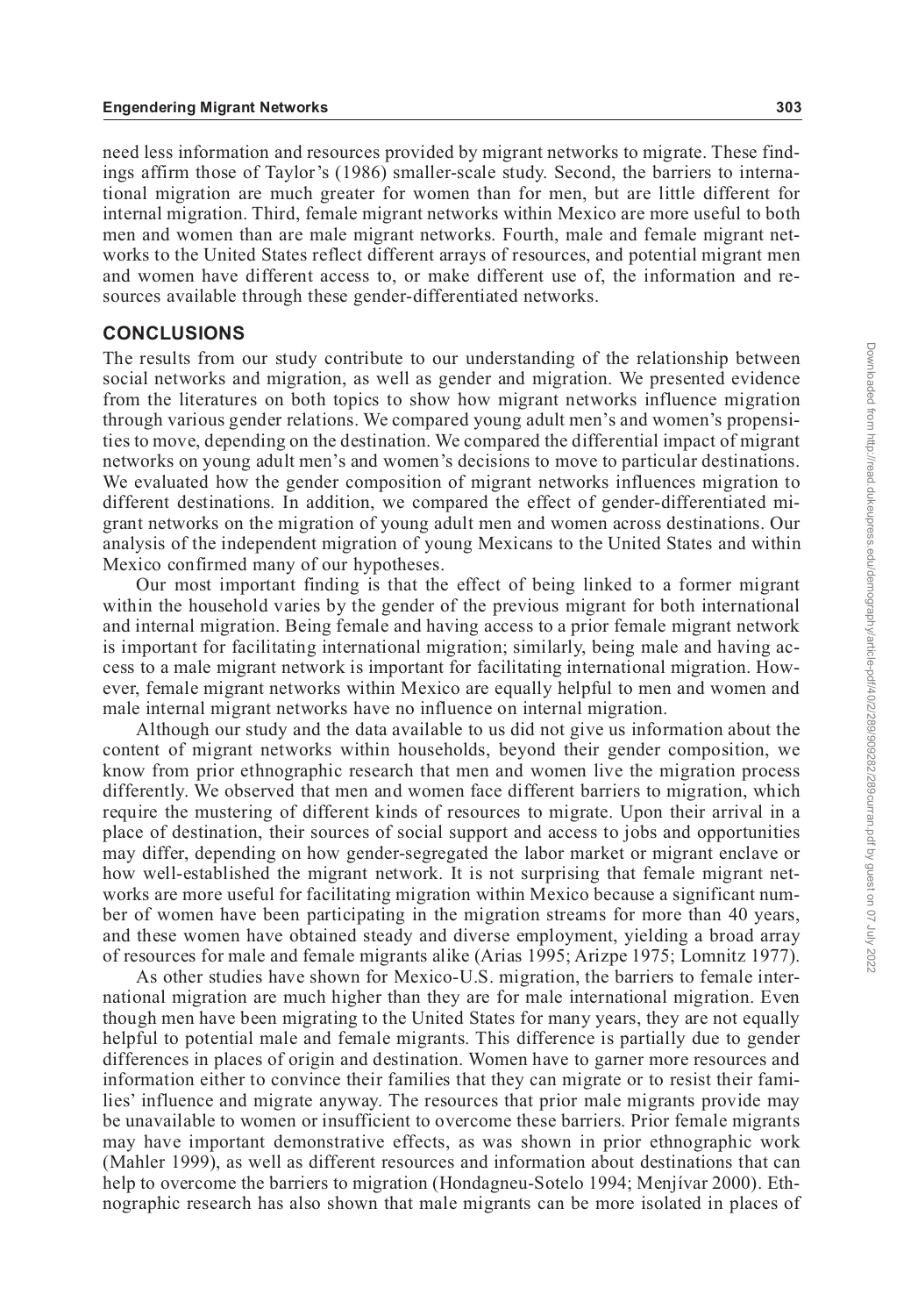need less information and resources provided by migrant networks to migrate. These findings affirm those of Taylor's (1986) smaller-scale study. Second, the barriers to international migration are much greater for women than for men, but are little different for internal migration. Third, female migrant networks within Mexico are more useful to both men and women than are male migrant networks. Fourth, male and female migrant networks to the United States reflect different arrays of resources, and potential migrant men and women have different access to, or make different use of, the information and resources available through these gender-differentiated networks.

## CONCLUSIONS

The results from our study contribute to our understanding of the relationship between social networks and migration, as well as gender and migration. We presented evidence from the literatures on both topics to show how migrant networks influence migration through various gender relations. We compared young adult men's and women's propensities to move, depending on the destination. We compared the differential impact of migrant networks on young adult men's and women's decisions to move to particular destinations. We evaluated how the gender composition of migrant networks influences migration to different destinations. In addition, we compared the effect of gender-differentiated migrant networks on the migration of young adult men and women across destinations. Our analysis of the independent migration of young Mexicans to the United States and within Mexico confirmed many of our hypotheses.

Our most important finding is that the effect of being linked to a former migrant within the household varies by the gender of the previous migrant for both international and internal migration. Being female and having access to a prior female migrant network is important for facilitating international migration; similarly, being male and having access to a male migrant network is important for facilitating international migration. However, female migrant networks within Mexico are equally helpful to men and women and male internal migrant networks have no influence on internal migration.

Although our study and the data available to us did not give us information about the content of migrant networks within households, beyond their gender composition, we know from prior ethnographic research that men and women live the migration process differently. We observed that men and women face different barriers to migration, which require the mustering of different kinds of resources to migrate. Upon their arrival in a place of destination, their sources of social support and access to jobs and opportunities may differ, depending on how gender-segregated the labor market or migrant enclave or how well-established the migrant network. It is not surprising that female migrant networks are more useful for facilitating migration within Mexico because a significant number of women have been participating in the migration streams for more than 40 years, and these women have obtained steady and diverse employment, yielding a broad array of resources for male and female migrants alike (Arias 1995; Arizpe 1975; Lomnitz 1977).

As other studies have shown for Mexico-U.S. migration, the barriers to female international migration are much higher than they are for male international migration. Even though men have been migrating to the United States for many years, they are not equally helpful to potential male and female migrants. This difference is partially due to gender differences in places of origin and destination. Women have to garner more resources and information either to convince their families that they can migrate or to resist their families' influence and migrate anyway. The resources that prior male migrants provide may be unavailable to women or insufficient to overcome these barriers. Prior female migrants may have important demonstrative effects, as was shown in prior ethnographic work (Mahler 1999), as well as different resources and information about destinations that can help to overcome the barriers to migration (Hondagneu-Sotelo 1994; Menjívar 2000). Ethnographic research has also shown that male migrants can be more isolated in places of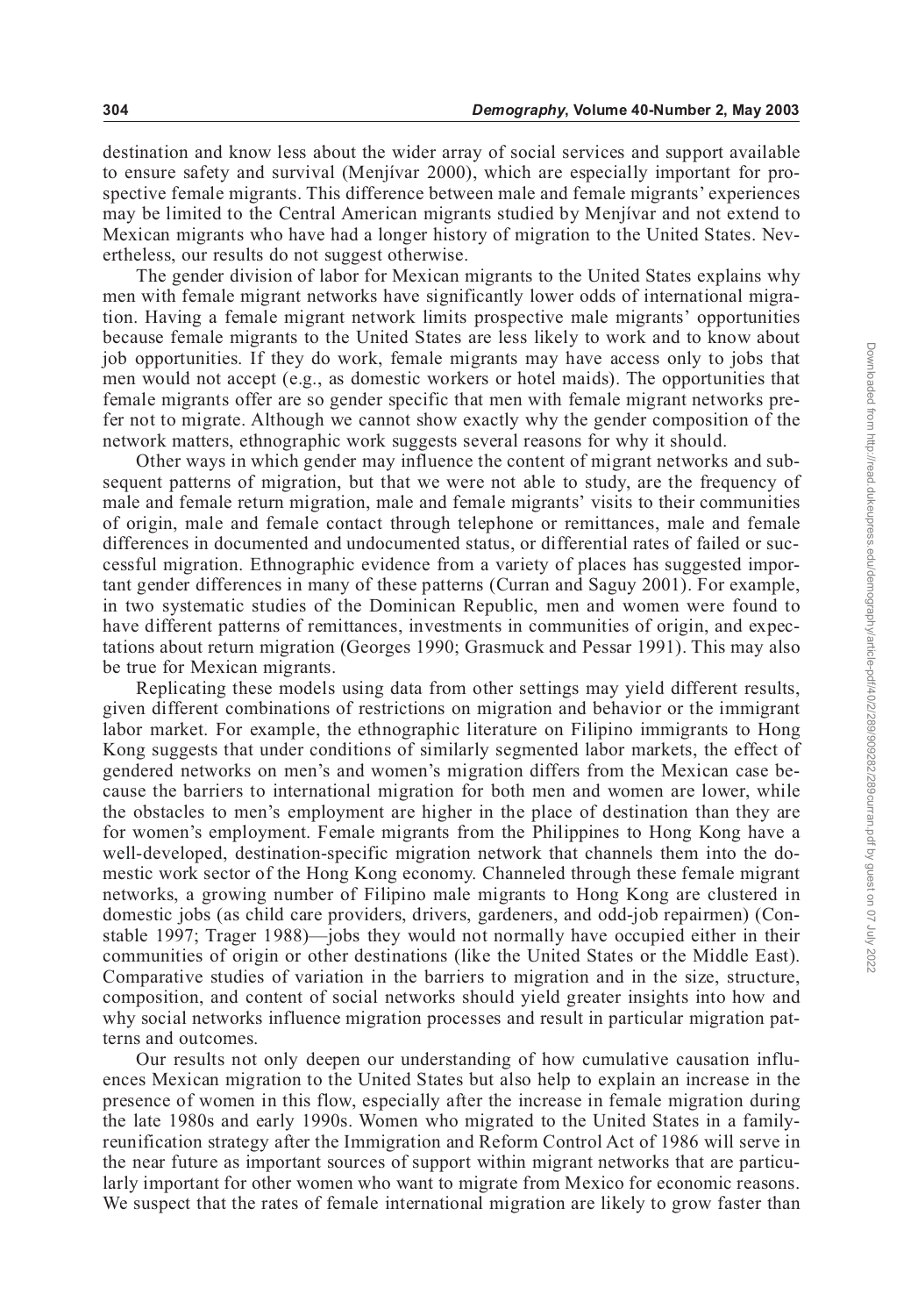destination and know less about the wider array of social services and support available to ensure safety and survival (Menjívar 2000), which are especially important for prospective female migrants. This difference between male and female migrants' experiences may be limited to the Central American migrants studied by Menjívar and not extend to Mexican migrants who have had a longer history of migration to the United States. Nevertheless, our results do not suggest otherwise.

The gender division of labor for Mexican migrants to the United States explains why men with female migrant networks have significantly lower odds of international migration. Having a female migrant network limits prospective male migrants' opportunities because female migrants to the United States are less likely to work and to know about job opportunities. If they do work, female migrants may have access only to jobs that men would not accept (e.g., as domestic workers or hotel maids). The opportunities that female migrants offer are so gender specific that men with female migrant networks prefer not to migrate. Although we cannot show exactly why the gender composition of the network matters, ethnographic work suggests several reasons for why it should.

Other ways in which gender may influence the content of migrant networks and subsequent patterns of migration, but that we were not able to study, are the frequency of male and female return migration, male and female migrants' visits to their communities of origin, male and female contact through telephone or remittances, male and female differences in documented and undocumented status, or differential rates of failed or successful migration. Ethnographic evidence from a variety of places has suggested important gender differences in many of these patterns (Curran and Saguy 2001). For example, in two systematic studies of the Dominican Republic, men and women were found to have different patterns of remittances, investments in communities of origin, and expectations about return migration (Georges 1990; Grasmuck and Pessar 1991). This may also be true for Mexican migrants.

Replicating these models using data from other settings may yield different results, given different combinations of restrictions on migration and behavior or the immigrant labor market. For example, the ethnographic literature on Filipino immigrants to Hong Kong suggests that under conditions of similarly segmented labor markets, the effect of gendered networks on men's and women's migration differs from the Mexican case because the barriers to international migration for both men and women are lower, while the obstacles to men's employment are higher in the place of destination than they are for women's employment. Female migrants from the Philippines to Hong Kong have a well-developed, destination-specific migration network that channels them into the domestic work sector of the Hong Kong economy. Channeled through these female migrant networks, a growing number of Filipino male migrants to Hong Kong are clustered in domestic jobs (as child care providers, drivers, gardeners, and odd-job repairmen) (Constable 1997; Trager 1988)—jobs they would not normally have occupied either in their communities of origin or other destinations (like the United States or the Middle East). Comparative studies of variation in the barriers to migration and in the size, structure, composition, and content of social networks should yield greater insights into how and why social networks influence migration processes and result in particular migration patterns and outcomes.

Our results not only deepen our understanding of how cumulative causation influences Mexican migration to the United States but also help to explain an increase in the presence of women in this flow, especially after the increase in female migration during the late 1980s and early 1990s. Women who migrated to the United States in a family-reunification strategy after the Immigration and Reform Control Act of 1986 will serve in the near future as important sources of support within migrant networks that are particularly important for other women who want to migrate from Mexico for economic reasons. We suspect that the rates of female international migration are likely to grow faster than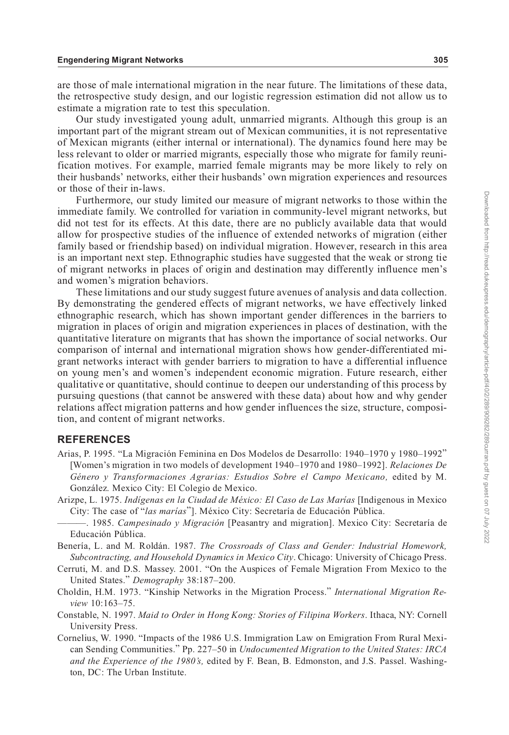are those of male international migration in the near future. The limitations of these data, the retrospective study design, and our logistic regression estimation did not allow us to estimate a migration rate to test this speculation.

Our study investigated young adult, unmarried migrants. Although this group is an important part of the migrant stream out of Mexican communities, it is not representative of Mexican migrants (either internal or international). The dynamics found here may be less relevant to older or married migrants, especially those who migrate for family reunification motives. For example, married female migrants may be more likely to rely on their husbands' networks, either their husbands' own migration experiences and resources or those of their in-laws.

Furthermore, our study limited our measure of migrant networks to those within the immediate family. We controlled for variation in community-level migrant networks, but did not test for its effects. At this date, there are no publicly available data that would allow for prospective studies of the influence of extended networks of migration (either family based or friendship based) on individual migration. However, research in this area is an important next step. Ethnographic studies have suggested that the weak or strong tie of migrant networks in places of origin and destination may differently influence men's and women's migration behaviors.

These limitations and our study suggest future avenues of analysis and data collection. By demonstrating the gendered effects of migrant networks, we have effectively linked ethnographic research, which has shown important gender differences in the barriers to migration in places of origin and migration experiences in places of destination, with the quantitative literature on migrants that has shown the importance of social networks. Our comparison of internal and international migration shows how gender-differentiated migrant networks interact with gender barriers to migration to have a differential influence on young men's and women's independent economic migration. Future research, either qualitative or quantitative, should continue to deepen our understanding of this process by pursuing questions (that cannot be answered with these data) about how and why gender relations affect migration patterns and how gender influences the size, structure, composition, and content of migrant networks.

## REFERENCES

Arias, P. 1995. "La Migración Feminina en Dos Modelos de Desarrollo: 1940–1970 y 1980–1992" [Women's migration in two models of development 1940–1970 and 1980–1992]. *Relaciones De Género y Transformaciones Agrarias: Estudios Sobre el Campo Mexicano,* edited by M. González. Mexico City: El Colegio de Mexico.

Arizpe, L. 1975. *Indígenas en la Ciudad de México: El Caso de Las Marías* [Indigenous in Mexico City: The case of "*las marías*"]. México City: Secretaría de Educación Pública.

———. 1985. *Campesinado y Migración* [Peasantry and migration]. Mexico City: Secretaría de Educación Pública.

Benería, L. and M. Roldán. 1987. *The Crossroads of Class and Gender: Industrial Homework, Subcontracting, and Household Dynamics in Mexico City*. Chicago: University of Chicago Press.

Cerruti, M. and D.S. Massey. 2001. "On the Auspices of Female Migration From Mexico to the United States." *Demography* 38:187–200.

Choldin, H.M. 1973. "Kinship Networks in the Migration Process." *International Migration Review* 10:163–75.

Constable, N. 1997. *Maid to Order in Hong Kong: Stories of Filipina Workers*. Ithaca, NY: Cornell University Press.

Cornelius, W. 1990. "Impacts of the 1986 U.S. Immigration Law on Emigration From Rural Mexican Sending Communities." Pp. 227–50 in *Undocumented Migration to the United States: IRCA and the Experience of the 1980's,* edited by F. Bean, B. Edmonston, and J.S. Passel. Washington, DC: The Urban Institute.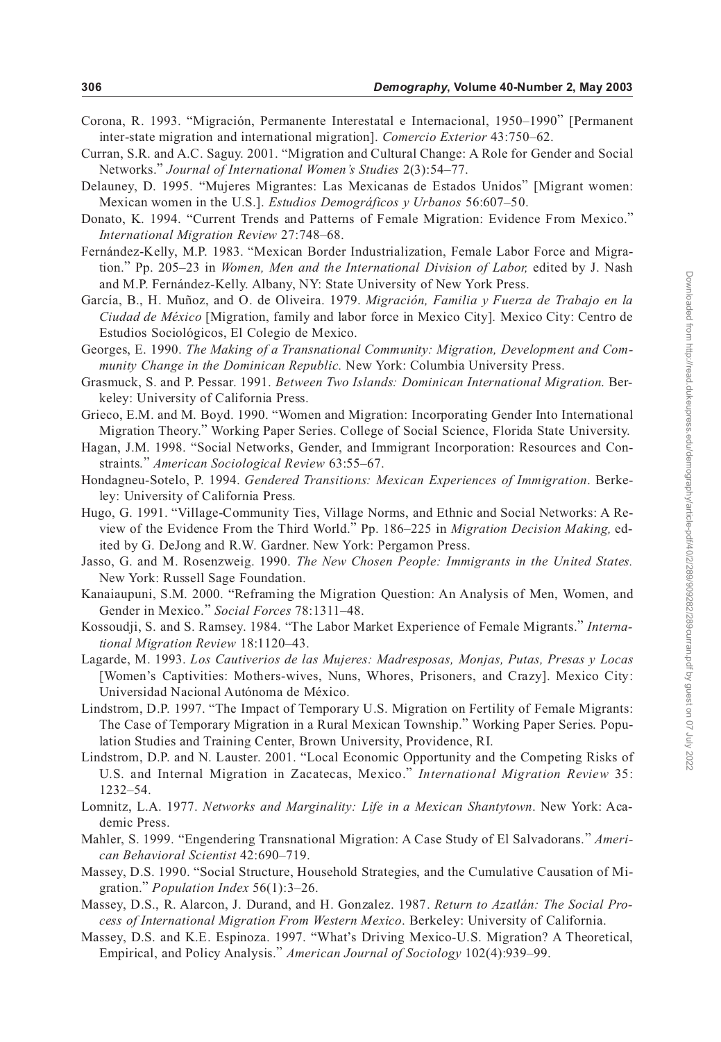Corona, R. 1993. "Migración, Permanente Interestatal e Internacional, 1950–1990" [Permanent inter-state migration and international migration]. *Comercio Exterior* 43:750–62.

Curran, S.R. and A.C. Saguy. 2001. "Migration and Cultural Change: A Role for Gender and Social Networks." *Journal of International Women's Studies* 2(3):54–77.

Delauney, D. 1995. "Mujeres Migrantes: Las Mexicanas de Estados Unidos" [Migrant women: Mexican women in the U.S.]. *Estudios Demográficos y Urbanos* 56:607–50.

Donato, K. 1994. "Current Trends and Patterns of Female Migration: Evidence From Mexico." *International Migration Review* 27:748–68.

Fernández-Kelly, M.P. 1983. "Mexican Border Industrialization, Female Labor Force and Migration." Pp. 205–23 in *Women, Men and the International Division of Labor,* edited by J. Nash and M.P. Fernández-Kelly. Albany, NY: State University of New York Press.

García, B., H. Muñoz, and O. de Oliveira. 1979. *Migración, Familia y Fuerza de Trabajo en la Ciudad de México* [Migration, family and labor force in Mexico City]. Mexico City: Centro de Estudios Sociológicos, El Colegio de Mexico.

Georges, E. 1990. *The Making of a Transnational Community: Migration, Development and Community Change in the Dominican Republic.* New York: Columbia University Press.

Grasmuck, S. and P. Pessar. 1991. *Between Two Islands: Dominican International Migration.* Berkeley: University of California Press.

Grieco, E.M. and M. Boyd. 1990. "Women and Migration: Incorporating Gender Into International Migration Theory." Working Paper Series. College of Social Science, Florida State University.

Hagan, J.M. 1998. "Social Networks, Gender, and Immigrant Incorporation: Resources and Constraints." *American Sociological Review* 63:55–67.

Hondagneu-Sotelo, P. 1994. *Gendered Transitions: Mexican Experiences of Immigration*. Berkeley: University of California Press.

Hugo, G. 1991. "Village-Community Ties, Village Norms, and Ethnic and Social Networks: A Review of the Evidence From the Third World." Pp. 186–225 in *Migration Decision Making,* edited by G. DeJong and R.W. Gardner. New York: Pergamon Press.

Jasso, G. and M. Rosenzweig. 1990. *The New Chosen People: Immigrants in the United States.* New York: Russell Sage Foundation.

Kanaiaupuni, S.M. 2000. "Reframing the Migration Question: An Analysis of Men, Women, and Gender in Mexico." *Social Forces* 78:1311–48.

Kossoudji, S. and S. Ramsey. 1984. "The Labor Market Experience of Female Migrants." *International Migration Review* 18:1120–43.

Lagarde, M. 1993. *Los Cautiverios de las Mujeres: Madresposas, Monjas, Putas, Presas y Locas* [Women's Captivities: Mothers-wives, Nuns, Whores, Prisoners, and Crazy]. Mexico City: Universidad Nacional Autónoma de México.

Lindstrom, D.P. 1997. "The Impact of Temporary U.S. Migration on Fertility of Female Migrants: The Case of Temporary Migration in a Rural Mexican Township." Working Paper Series. Population Studies and Training Center, Brown University, Providence, RI.

Lindstrom, D.P. and N. Lauster. 2001. "Local Economic Opportunity and the Competing Risks of U.S. and Internal Migration in Zacatecas, Mexico." *International Migration Review* 35:1232–54.

Lomnitz, L.A. 1977. *Networks and Marginality: Life in a Mexican Shantytown*. New York: Academic Press.

Mahler, S. 1999. "Engendering Transnational Migration: A Case Study of El Salvadorans." *American Behavioral Scientist* 42:690–719.

Massey, D.S. 1990. "Social Structure, Household Strategies, and the Cumulative Causation of Migration." *Population Index* 56(1):3–26.

Massey, D.S., R. Alarcon, J. Durand, and H. Gonzalez. 1987. *Return to Azatlán: The Social Process of International Migration From Western Mexico*. Berkeley: University of California.

Massey, D.S. and K.E. Espinoza. 1997. "What's Driving Mexico-U.S. Migration? A Theoretical, Empirical, and Policy Analysis." *American Journal of Sociology* 102(4):939–99.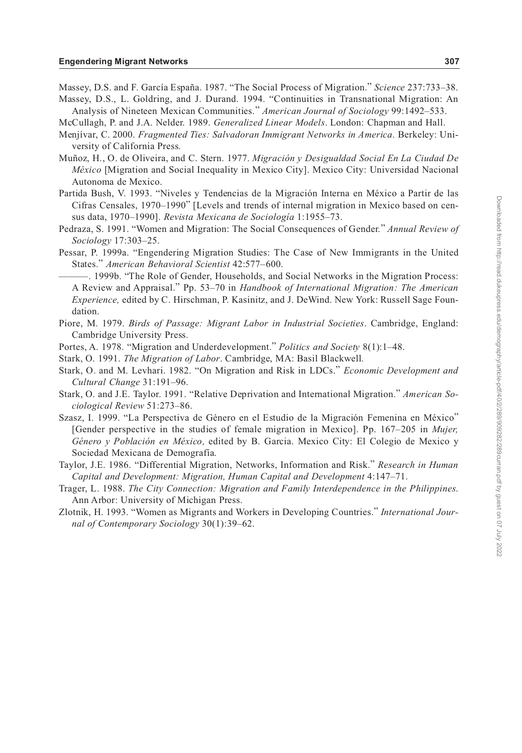Massey, D.S. and F. García España. 1987. "The Social Process of Migration." *Science* 237:733–38.

Massey, D.S., L. Goldring, and J. Durand. 1994. "Continuities in Transnational Migration: An Analysis of Nineteen Mexican Communities." *American Journal of Sociology* 99:1492–533.

McCullagh, P. and J.A. Nelder. 1989. *Generalized Linear Models*. London: Chapman and Hall.

Menjívar, C. 2000. *Fragmented Ties: Salvadoran Immigrant Networks in America*. Berkeley: University of California Press.

Muñoz, H., O. de Oliveira, and C. Stern. 1977. *Migración y Desigualdad Social En La Ciudad De México* [Migration and Social Inequality in Mexico City]. Mexico City: Universidad Nacional Autonoma de Mexico.

Partida Bush, V. 1993. "Niveles y Tendencias de la Migración Interna en México a Partir de las Cifras Censales, 1970–1990" [Levels and trends of internal migration in Mexico based on census data, 1970–1990]. *Revista Mexicana de Sociología* 1:1955–73.

Pedraza, S. 1991. "Women and Migration: The Social Consequences of Gender." *Annual Review of Sociology* 17:303–25.

Pessar, P. 1999a. "Engendering Migration Studies: The Case of New Immigrants in the United States." *American Behavioral Scientist* 42:577–600.

———. 1999b. "The Role of Gender, Households, and Social Networks in the Migration Process: A Review and Appraisal." Pp. 53–70 in *Handbook of International Migration: The American Experience,* edited by C. Hirschman, P. Kasinitz, and J. DeWind. New York: Russell Sage Foundation.

Piore, M. 1979. *Birds of Passage: Migrant Labor in Industrial Societies*. Cambridge, England: Cambridge University Press.

Portes, A. 1978. "Migration and Underdevelopment." *Politics and Society* 8(1):1–48.

Stark, O. 1991. *The Migration of Labor*. Cambridge, MA: Basil Blackwell.

Stark, O. and M. Levhari. 1982. "On Migration and Risk in LDCs." *Economic Development and Cultural Change* 31:191–96.

Stark, O. and J.E. Taylor. 1991. "Relative Deprivation and International Migration." *American Sociological Review* 51:273–86.

Szasz, I. 1999. "La Perspectiva de Género en el Estudio de la Migración Femenina en México" [Gender perspective in the studies of female migration in Mexico]. Pp. 167–205 in *Mujer, Género y Población en México,* edited by B. Garcia. Mexico City: El Colegio de Mexico y Sociedad Mexicana de Demografía.

Taylor, J.E. 1986. "Differential Migration, Networks, Information and Risk." *Research in Human Capital and Development: Migration, Human Capital and Development* 4:147–71.

Trager, L. 1988. *The City Connection: Migration and Family Interdependence in the Philippines*. Ann Arbor: University of Michigan Press.

Zlotnik, H. 1993. "Women as Migrants and Workers in Developing Countries." *International Journal of Contemporary Sociology* 30(1):39–62.